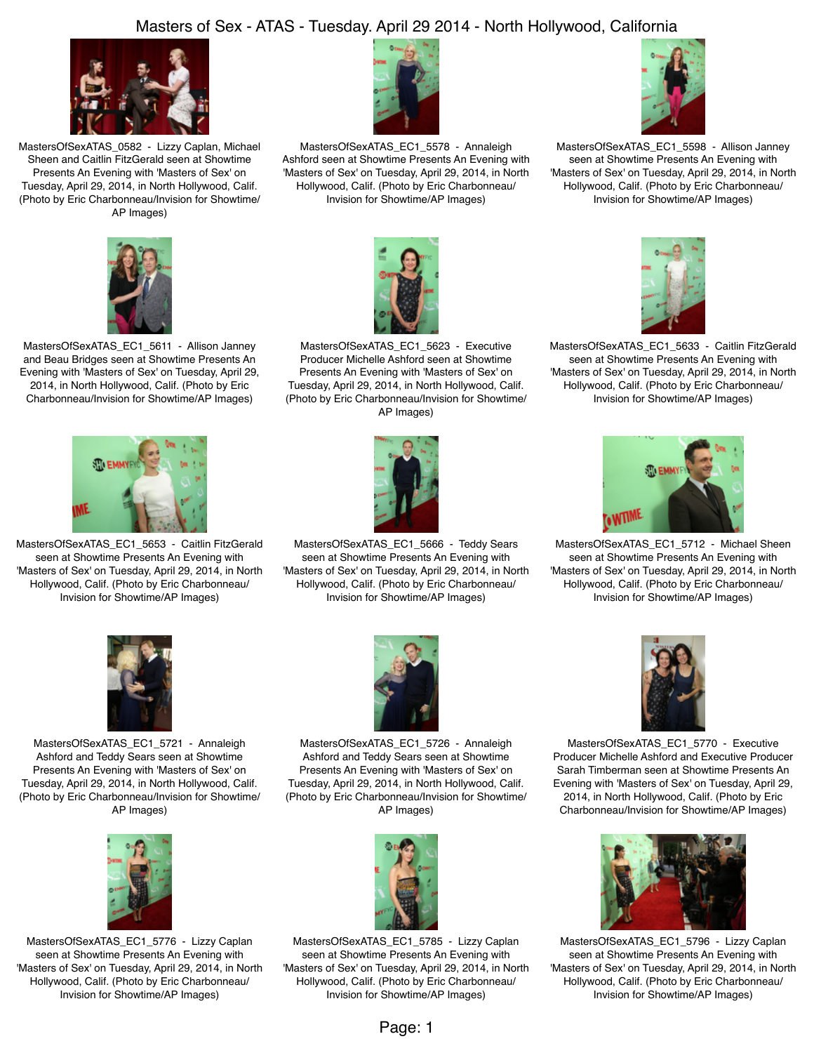# Masters of Sex - ATAS - Tuesday. April 29 2014 - North Hollywood, California

MastersOfSexATAS_0582 - Lizzy Caplan, Michael Sheen and Caitlin FitzGerald seen at Showtime Presents An Evening with 'Masters of Sex' on Tuesday, April 29, 2014, in North Hollywood, Calif. (Photo by Eric Charbonneau/Invision for Showtime/AP Images)

MastersOfSexATAS_EC1_5578 - Annaleigh Ashford seen at Showtime Presents An Evening with 'Masters of Sex' on Tuesday, April 29, 2014, in North Hollywood, Calif. (Photo by Eric Charbonneau/Invision for Showtime/AP Images)

MastersOfSexATAS_EC1_5598 - Allison Janney seen at Showtime Presents An Evening with 'Masters of Sex' on Tuesday, April 29, 2014, in North Hollywood, Calif. (Photo by Eric Charbonneau/Invision for Showtime/AP Images)

MastersOfSexATAS_EC1_5611 - Allison Janney and Beau Bridges seen at Showtime Presents An Evening with 'Masters of Sex' on Tuesday, April 29, 2014, in North Hollywood, Calif. (Photo by Eric Charbonneau/Invision for Showtime/AP Images)

MastersOfSexATAS_EC1_5623 - Executive Producer Michelle Ashford seen at Showtime Presents An Evening with 'Masters of Sex' on Tuesday, April 29, 2014, in North Hollywood, Calif. (Photo by Eric Charbonneau/Invision for Showtime/AP Images)

MastersOfSexATAS_EC1_5633 - Caitlin FitzGerald seen at Showtime Presents An Evening with 'Masters of Sex' on Tuesday, April 29, 2014, in North Hollywood, Calif. (Photo by Eric Charbonneau/Invision for Showtime/AP Images)

MastersOfSexATAS_EC1_5653 - Caitlin FitzGerald seen at Showtime Presents An Evening with 'Masters of Sex' on Tuesday, April 29, 2014, in North Hollywood, Calif. (Photo by Eric Charbonneau/Invision for Showtime/AP Images)

MastersOfSexATAS_EC1_5666 - Teddy Sears seen at Showtime Presents An Evening with 'Masters of Sex' on Tuesday, April 29, 2014, in North Hollywood, Calif. (Photo by Eric Charbonneau/Invision for Showtime/AP Images)

MastersOfSexATAS_EC1_5712 - Michael Sheen seen at Showtime Presents An Evening with 'Masters of Sex' on Tuesday, April 29, 2014, in North Hollywood, Calif. (Photo by Eric Charbonneau/Invision for Showtime/AP Images)

MastersOfSexATAS_EC1_5721 - Annaleigh Ashford and Teddy Sears seen at Showtime Presents An Evening with 'Masters of Sex' on Tuesday, April 29, 2014, in North Hollywood, Calif. (Photo by Eric Charbonneau/Invision for Showtime/AP Images)

MastersOfSexATAS_EC1_5726 - Annaleigh Ashford and Teddy Sears seen at Showtime Presents An Evening with 'Masters of Sex' on Tuesday, April 29, 2014, in North Hollywood, Calif. (Photo by Eric Charbonneau/Invision for Showtime/AP Images)

MastersOfSexATAS_EC1_5770 - Executive Producer Michelle Ashford and Executive Producer Sarah Timberman seen at Showtime Presents An Evening with 'Masters of Sex' on Tuesday, April 29, 2014, in North Hollywood, Calif. (Photo by Eric Charbonneau/Invision for Showtime/AP Images)

MastersOfSexATAS_EC1_5776 - Lizzy Caplan seen at Showtime Presents An Evening with 'Masters of Sex' on Tuesday, April 29, 2014, in North Hollywood, Calif. (Photo by Eric Charbonneau/Invision for Showtime/AP Images)

MastersOfSexATAS_EC1_5785 - Lizzy Caplan seen at Showtime Presents An Evening with 'Masters of Sex' on Tuesday, April 29, 2014, in North Hollywood, Calif. (Photo by Eric Charbonneau/Invision for Showtime/AP Images)

MastersOfSexATAS_EC1_5796 - Lizzy Caplan seen at Showtime Presents An Evening with 'Masters of Sex' on Tuesday, April 29, 2014, in North Hollywood, Calif. (Photo by Eric Charbonneau/Invision for Showtime/AP Images)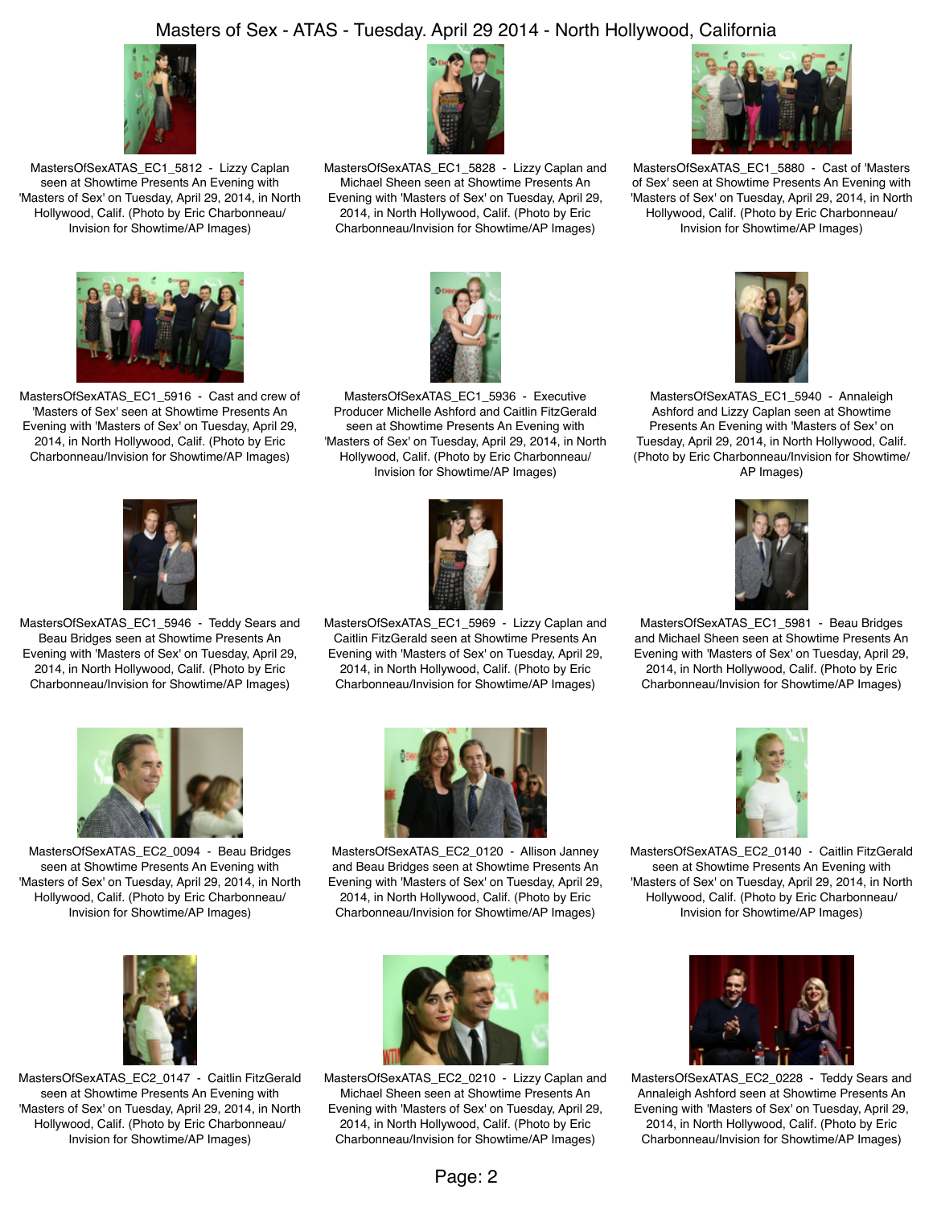# Masters of Sex - ATAS - Tuesday. April 29 2014 - North Hollywood, California

MastersOfSexATAS_EC1_5812 - Lizzy Caplan seen at Showtime Presents An Evening with 'Masters of Sex' on Tuesday, April 29, 2014, in North Hollywood, Calif. (Photo by Eric Charbonneau/ Invision for Showtime/AP Images)

MastersOfSexATAS_EC1_5828 - Lizzy Caplan and Michael Sheen seen at Showtime Presents An Evening with 'Masters of Sex' on Tuesday, April 29, 2014, in North Hollywood, Calif. (Photo by Eric Charbonneau/Invision for Showtime/AP Images)

MastersOfSexATAS_EC1_5880 - Cast of 'Masters of Sex' seen at Showtime Presents An Evening with 'Masters of Sex' on Tuesday, April 29, 2014, in North Hollywood, Calif. (Photo by Eric Charbonneau/ Invision for Showtime/AP Images)

MastersOfSexATAS_EC1_5916 - Cast and crew of 'Masters of Sex' seen at Showtime Presents An Evening with 'Masters of Sex' on Tuesday, April 29, 2014, in North Hollywood, Calif. (Photo by Eric Charbonneau/Invision for Showtime/AP Images)

MastersOfSexATAS_EC1_5936 - Executive Producer Michelle Ashford and Caitlin FitzGerald seen at Showtime Presents An Evening with 'Masters of Sex' on Tuesday, April 29, 2014, in North Hollywood, Calif. (Photo by Eric Charbonneau/ Invision for Showtime/AP Images)

MastersOfSexATAS_EC1_5940 - Annaleigh Ashford and Lizzy Caplan seen at Showtime Presents An Evening with 'Masters of Sex' on Tuesday, April 29, 2014, in North Hollywood, Calif. (Photo by Eric Charbonneau/Invision for Showtime/ AP Images)

MastersOfSexATAS_EC1_5946 - Teddy Sears and Beau Bridges seen at Showtime Presents An Evening with 'Masters of Sex' on Tuesday, April 29, 2014, in North Hollywood, Calif. (Photo by Eric Charbonneau/Invision for Showtime/AP Images)

MastersOfSexATAS_EC1_5969 - Lizzy Caplan and Caitlin FitzGerald seen at Showtime Presents An Evening with 'Masters of Sex' on Tuesday, April 29, 2014, in North Hollywood, Calif. (Photo by Eric Charbonneau/Invision for Showtime/AP Images)

MastersOfSexATAS_EC1_5981 - Beau Bridges and Michael Sheen seen at Showtime Presents An Evening with 'Masters of Sex' on Tuesday, April 29, 2014, in North Hollywood, Calif. (Photo by Eric Charbonneau/Invision for Showtime/AP Images)

MastersOfSexATAS_EC2_0094 - Beau Bridges seen at Showtime Presents An Evening with 'Masters of Sex' on Tuesday, April 29, 2014, in North Hollywood, Calif. (Photo by Eric Charbonneau/ Invision for Showtime/AP Images)

MastersOfSexATAS_EC2_0120 - Allison Janney and Beau Bridges seen at Showtime Presents An Evening with 'Masters of Sex' on Tuesday, April 29, 2014, in North Hollywood, Calif. (Photo by Eric Charbonneau/Invision for Showtime/AP Images)

MastersOfSexATAS_EC2_0140 - Caitlin FitzGerald seen at Showtime Presents An Evening with 'Masters of Sex' on Tuesday, April 29, 2014, in North Hollywood, Calif. (Photo by Eric Charbonneau/ Invision for Showtime/AP Images)

MastersOfSexATAS_EC2_0147 - Caitlin FitzGerald seen at Showtime Presents An Evening with 'Masters of Sex' on Tuesday, April 29, 2014, in North Hollywood, Calif. (Photo by Eric Charbonneau/ Invision for Showtime/AP Images)

MastersOfSexATAS_EC2_0210 - Lizzy Caplan and Michael Sheen seen at Showtime Presents An Evening with 'Masters of Sex' on Tuesday, April 29, 2014, in North Hollywood, Calif. (Photo by Eric Charbonneau/Invision for Showtime/AP Images)

MastersOfSexATAS_EC2_0228 - Teddy Sears and Annaleigh Ashford seen at Showtime Presents An Evening with 'Masters of Sex' on Tuesday, April 29, 2014, in North Hollywood, Calif. (Photo by Eric Charbonneau/Invision for Showtime/AP Images)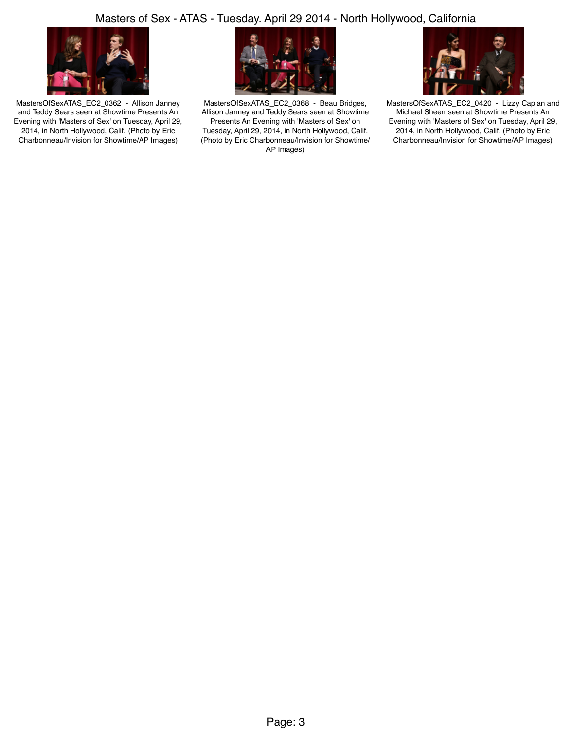# Masters of Sex - ATAS - Tuesday. April 29 2014 - North Hollywood, California

MastersOfSexATAS_EC2_0362 - Allison Janney and Teddy Sears seen at Showtime Presents An Evening with 'Masters of Sex' on Tuesday, April 29, 2014, in North Hollywood, Calif. (Photo by Eric Charbonneau/Invision for Showtime/AP Images)

MastersOfSexATAS_EC2_0368 - Beau Bridges, Allison Janney and Teddy Sears seen at Showtime Presents An Evening with 'Masters of Sex' on Tuesday, April 29, 2014, in North Hollywood, Calif. (Photo by Eric Charbonneau/Invision for Showtime/ AP Images)

MastersOfSexATAS_EC2_0420 - Lizzy Caplan and Michael Sheen seen at Showtime Presents An Evening with 'Masters of Sex' on Tuesday, April 29, 2014, in North Hollywood, Calif. (Photo by Eric Charbonneau/Invision for Showtime/AP Images)